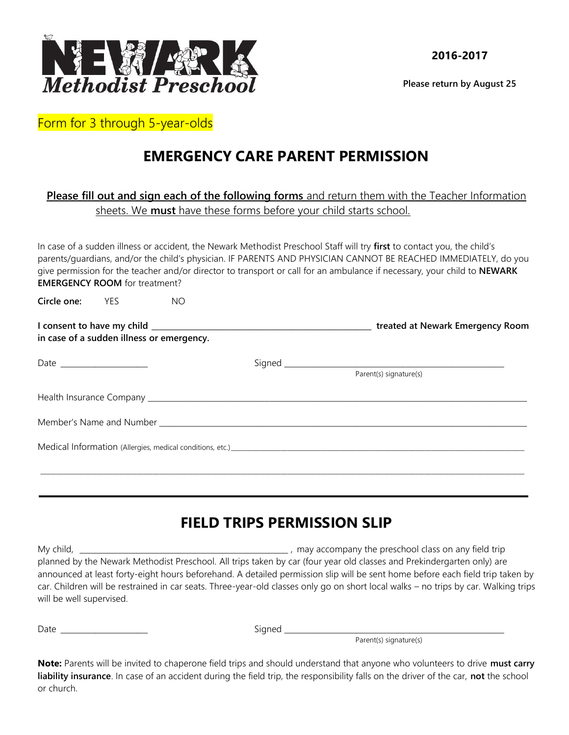**NEWARK Methodist Preschool**

**2016-2017**

**Please return by August 25**

Form for 3 through 5-year-olds

# EMERGENCY CARE PARENT PERMISSION

**Please fill out and sign each of the following forms** and return them with the Teacher Information sheets. We **must** have these forms before your child starts school.

In case of a sudden illness or accident, the Newark Methodist Preschool Staff will try **first** to contact you, the child's parents/guardians, and/or the child's physician. IF PARENTS AND PHYSICIAN CANNOT BE REACHED IMMEDIATELY, do you give permission for the teacher and/or director to transport or call for an ambulance if necessary, your child to **NEWARK EMERGENCY ROOM** for treatment?

**Circle one:** YES NO

**I consent to have my child \_\_\_\_\_\_\_\_\_\_\_\_\_\_\_\_\_\_\_\_\_\_\_\_\_\_\_\_\_\_\_\_\_\_\_\_\_\_\_\_ treated at Newark Emergency Room in case of a sudden illness or emergency.**

Date \_\_\_\_\_\_\_\_\_\_\_\_\_\_\_\_ Signed \_\_\_\_\_\_\_\_\_\_\_\_\_\_\_\_\_\_\_\_\_\_\_\_\_\_\_\_\_\_\_\_\_\_\_\_\_\_\_\_
Parent(s) signature(s)

Health Insurance Company \_\_\_\_\_\_\_\_\_\_\_\_\_\_\_\_\_\_\_\_\_\_\_\_\_\_\_\_\_\_\_\_\_\_\_\_\_\_\_\_\_\_\_\_\_\_\_\_\_\_\_\_\_\_\_\_\_\_\_\_

Member's Name and Number \_\_\_\_\_\_\_\_\_\_\_\_\_\_\_\_\_\_\_\_\_\_\_\_\_\_\_\_\_\_\_\_\_\_\_\_\_\_\_\_\_\_\_\_\_\_\_\_\_\_\_\_\_\_\_\_\_\_\_\_

Medical Information (Allergies, medical conditions, etc.) \_\_\_\_\_\_\_\_\_\_\_\_\_\_\_\_\_\_\_\_\_\_\_\_\_\_\_\_\_\_\_\_\_\_\_\_\_\_\_\_\_\_\_\_\_\_\_\_

\_\_\_\_\_\_\_\_\_\_\_\_\_\_\_\_\_\_\_\_\_\_\_\_\_\_\_\_\_\_\_\_\_\_\_\_\_\_\_\_\_\_\_\_\_\_\_\_\_\_\_\_\_\_\_\_\_\_\_\_\_\_\_\_\_\_\_\_\_\_\_\_\_\_\_\_\_\_\_\_\_\_\_\_\_\_\_\_\_\_

---

# FIELD TRIPS PERMISSION SLIP

My child, \_\_\_\_\_\_\_\_\_\_\_\_\_\_\_\_\_\_\_\_\_\_\_\_\_\_\_\_\_\_\_\_\_\_\_\_\_\_\_\_ , may accompany the preschool class on any field trip planned by the Newark Methodist Preschool. All trips taken by car (four year old classes and Prekindergarten only) are announced at least forty-eight hours beforehand. A detailed permission slip will be sent home before each field trip taken by car. Children will be restrained in car seats. Three-year-old classes only go on short local walks – no trips by car. Walking trips will be well supervised.

Date \_\_\_\_\_\_\_\_\_\_\_\_\_\_\_\_ Signed \_\_\_\_\_\_\_\_\_\_\_\_\_\_\_\_\_\_\_\_\_\_\_\_\_\_\_\_\_\_\_\_\_\_\_\_\_\_\_\_
Parent(s) signature(s)

**Note:** Parents will be invited to chaperone field trips and should understand that anyone who volunteers to drive **must carry liability insurance**. In case of an accident during the field trip, the responsibility falls on the driver of the car, **not** the school or church.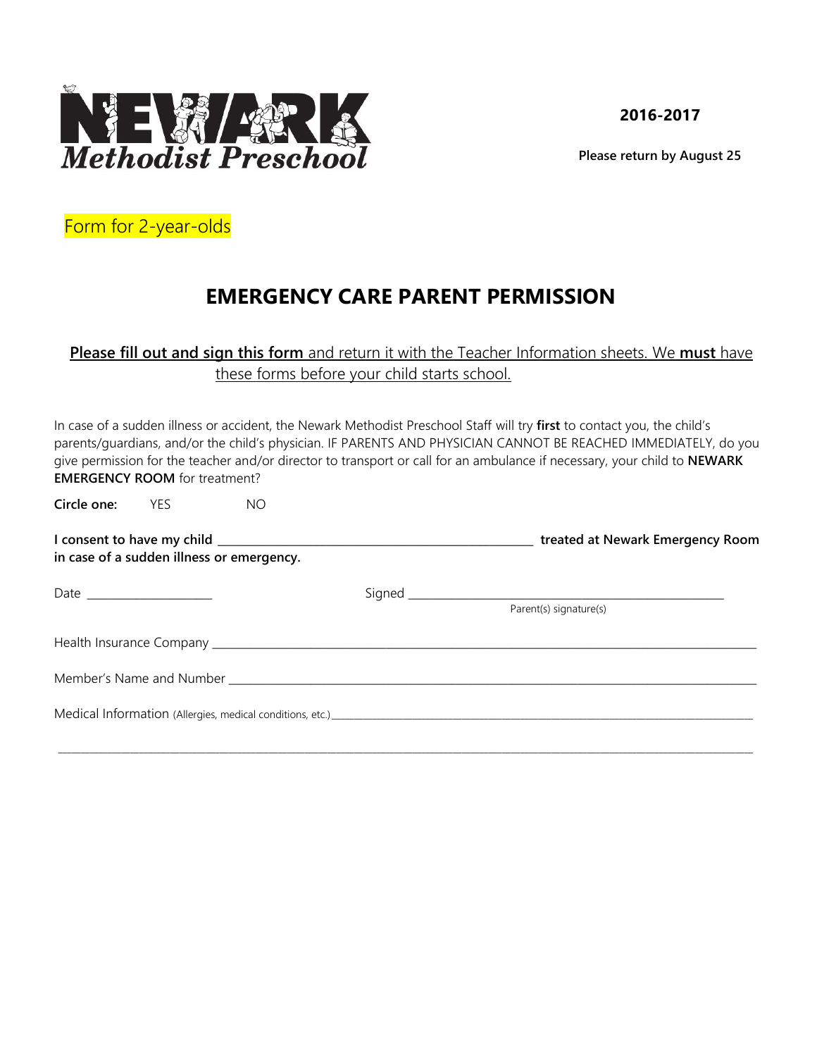**NEWARK Methodist Preschool**

**2016-2017**

**Please return by August 25**

Form for 2-year-olds

# EMERGENCY CARE PARENT PERMISSION

**Please fill out and sign this form** and return it with the Teacher Information sheets. We **must** have these forms before your child starts school.

In case of a sudden illness or accident, the Newark Methodist Preschool Staff will try **first** to contact you, the child's parents/guardians, and/or the child's physician. IF PARENTS AND PHYSICIAN CANNOT BE REACHED IMMEDIATELY, do you give permission for the teacher and/or director to transport or call for an ambulance if necessary, your child to **NEWARK EMERGENCY ROOM** for treatment?

**Circle one:** YES NO

**I consent to have my child \_\_\_\_\_\_\_\_\_\_\_\_\_\_\_\_\_\_\_\_\_\_\_\_\_\_\_\_\_\_\_\_\_\_\_\_\_\_\_\_\_\_\_\_ treated at Newark Emergency Room in case of a sudden illness or emergency.**

Date \_\_\_\_\_\_\_\_\_\_\_\_\_\_\_\_\_\_\_\_ Signed \_\_\_\_\_\_\_\_\_\_\_\_\_\_\_\_\_\_\_\_\_\_\_\_\_\_\_\_\_\_\_\_\_\_\_\_\_\_\_\_\_\_\_\_

Parent(s) signature(s)

Health Insurance Company \_\_\_\_\_\_\_\_\_\_\_\_\_\_\_\_\_\_\_\_\_\_\_\_\_\_\_\_\_\_\_\_\_\_\_\_\_\_\_\_\_\_\_\_\_\_\_\_\_\_\_\_\_\_\_\_\_\_\_\_

Member's Name and Number \_\_\_\_\_\_\_\_\_\_\_\_\_\_\_\_\_\_\_\_\_\_\_\_\_\_\_\_\_\_\_\_\_\_\_\_\_\_\_\_\_\_\_\_\_\_\_\_\_\_\_\_\_\_\_\_\_\_\_\_

Medical Information (Allergies, medical conditions, etc.) \_\_\_\_\_\_\_\_\_\_\_\_\_\_\_\_\_\_\_\_\_\_\_\_\_\_\_\_\_\_\_\_\_\_\_\_\_\_\_\_\_\_\_\_\_\_\_\_

\_\_\_\_\_\_\_\_\_\_\_\_\_\_\_\_\_\_\_\_\_\_\_\_\_\_\_\_\_\_\_\_\_\_\_\_\_\_\_\_\_\_\_\_\_\_\_\_\_\_\_\_\_\_\_\_\_\_\_\_\_\_\_\_\_\_\_\_\_\_\_\_\_\_\_\_\_\_\_\_\_\_\_\_\_\_